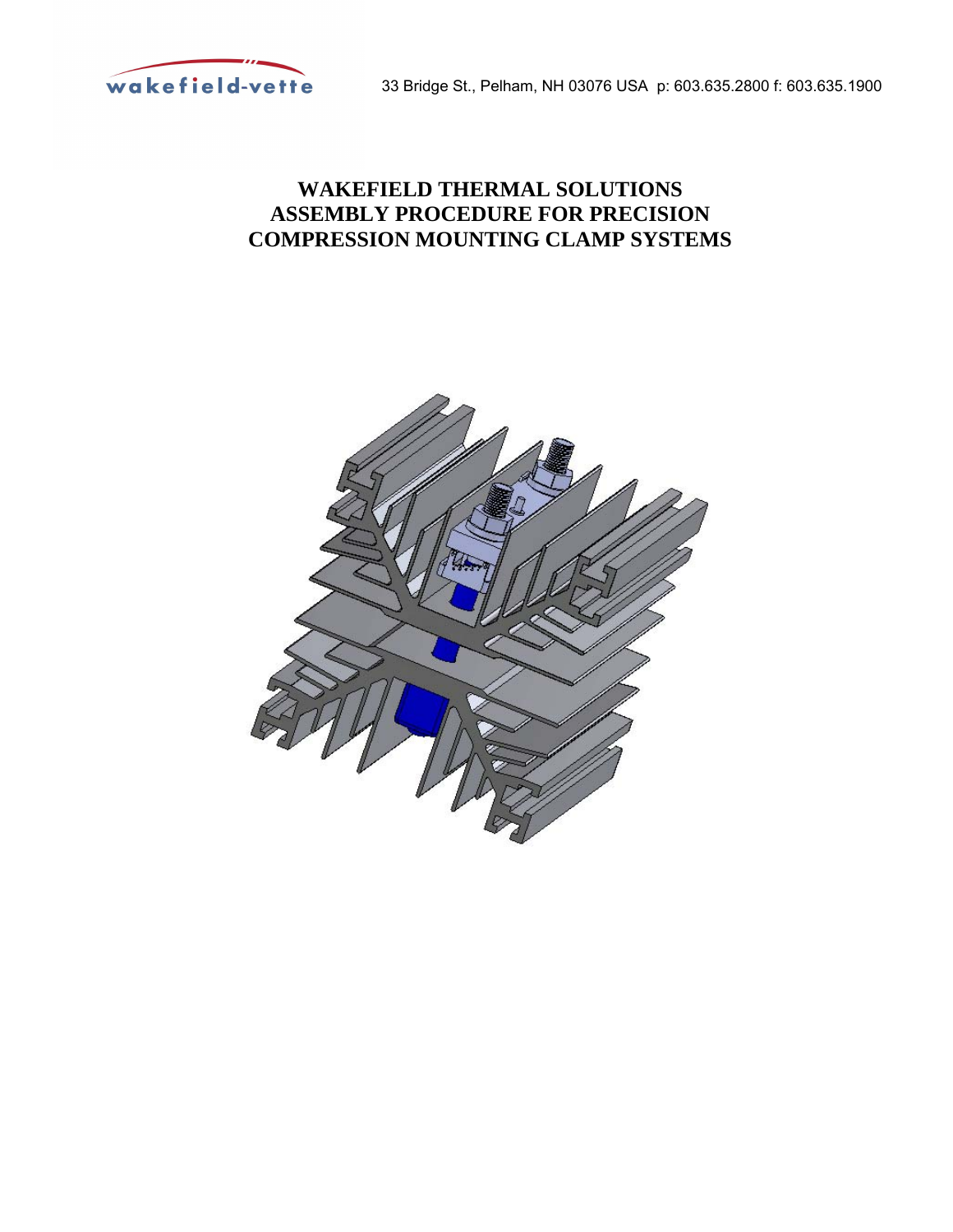wakefield-vette

33 Bridge St., Pelham, NH 03076 USA p: 603.635.2800 f: 603.635.1900

# WAKEFIELD THERMAL SOLUTIONS
# ASSEMBLY PROCEDURE FOR PRECISION COMPRESSION MOUNTING CLAMP SYSTEMS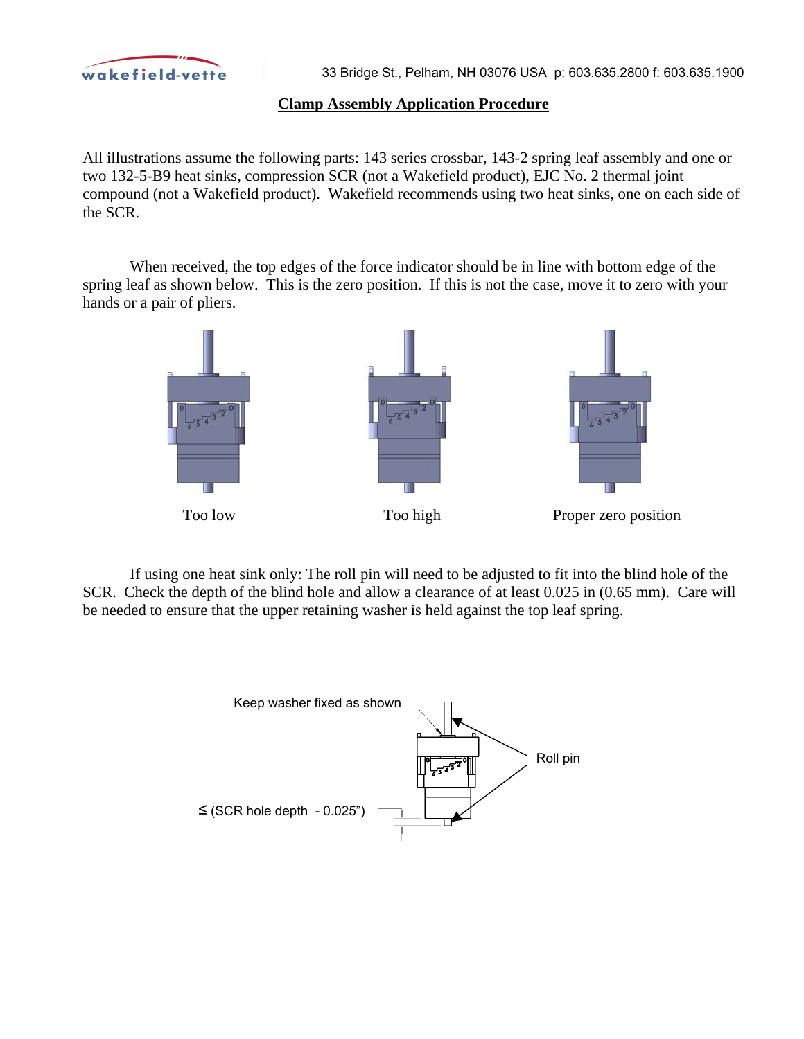## Clamp Assembly Application Procedure

All illustrations assume the following parts: 143 series crossbar, 143-2 spring leaf assembly and one or two 132-5-B9 heat sinks, compression SCR (not a Wakefield product), EJC No. 2 thermal joint compound (not a Wakefield product). Wakefield recommends using two heat sinks, one on each side of the SCR.

When received, the top edges of the force indicator should be in line with bottom edge of the spring leaf as shown below. This is the zero position. If this is not the case, move it to zero with your hands or a pair of pliers.

Too low

Too high

Proper zero position

If using one heat sink only: The roll pin will need to be adjusted to fit into the blind hole of the SCR. Check the depth of the blind hole and allow a clearance of at least 0.025 in (0.65 mm). Care will be needed to ensure that the upper retaining washer is held against the top leaf spring.

Keep washer fixed as shown

Roll pin

≤ (SCR hole depth - 0.025”)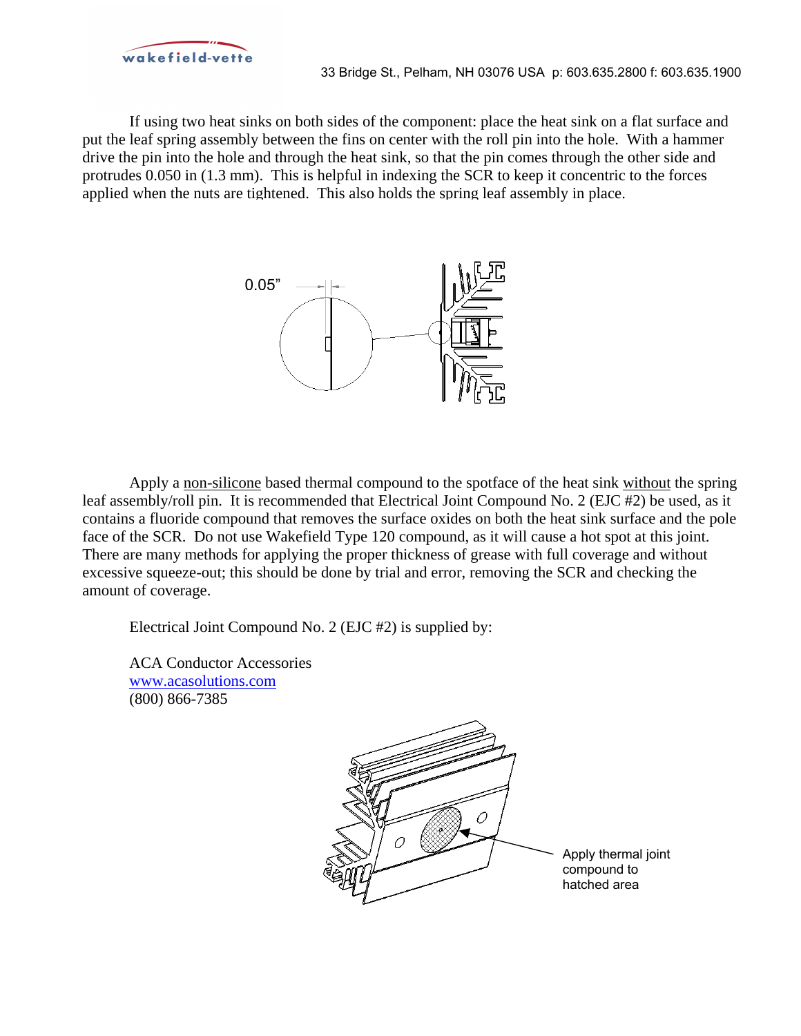If using two heat sinks on both sides of the component: place the heat sink on a flat surface and put the leaf spring assembly between the fins on center with the roll pin into the hole. With a hammer drive the pin into the hole and through the heat sink, so that the pin comes through the other side and protrudes 0.050 in (1.3 mm). This is helpful in indexing the SCR to keep it concentric to the forces applied when the nuts are tightened. This also holds the spring leaf assembly in place.

0.05"

Apply a non-silicone based thermal compound to the spotface of the heat sink without the spring leaf assembly/roll pin. It is recommended that Electrical Joint Compound No. 2 (EJC #2) be used, as it contains a fluoride compound that removes the surface oxides on both the heat sink surface and the pole face of the SCR. Do not use Wakefield Type 120 compound, as it will cause a hot spot at this joint. There are many methods for applying the proper thickness of grease with full coverage and without excessive squeeze-out; this should be done by trial and error, removing the SCR and checking the amount of coverage.

Electrical Joint Compound No. 2 (EJC #2) is supplied by:

ACA Conductor Accessories  
www.acasolutions.com  
(800) 866-7385

Apply thermal joint compound to hatched area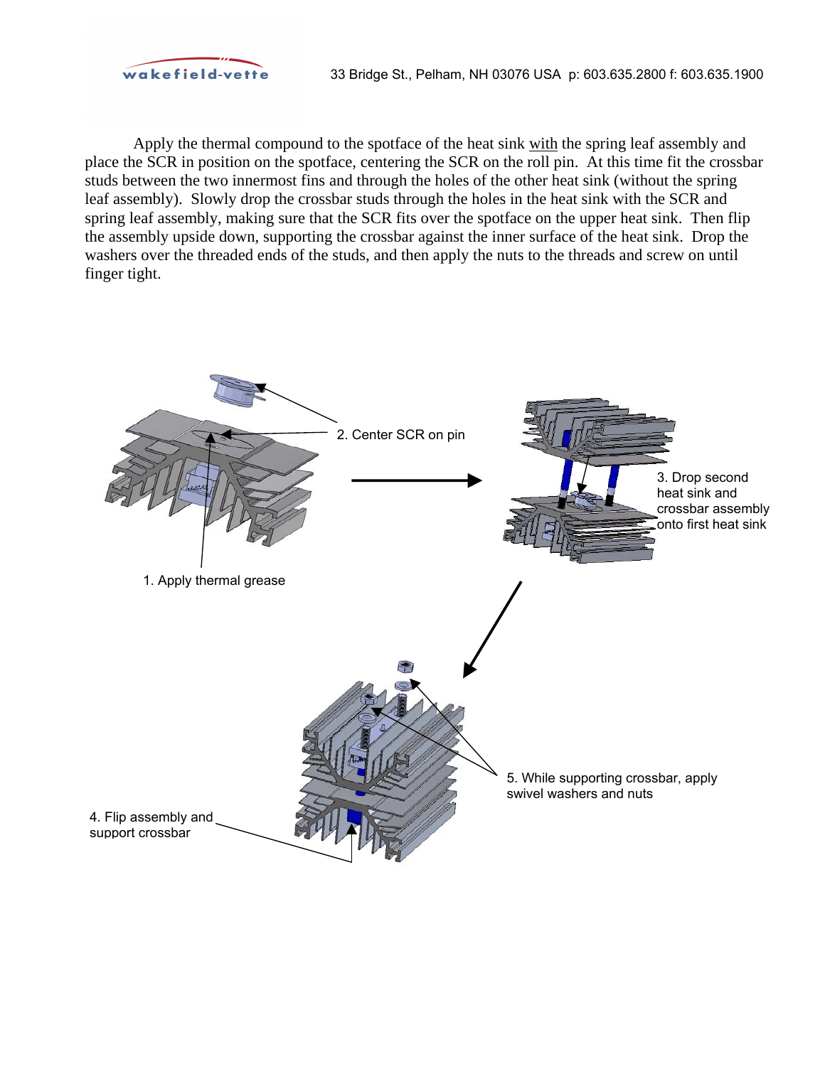Apply the thermal compound to the spotface of the heat sink <u>with</u> the spring leaf assembly and place the SCR in position on the spotface, centering the SCR on the roll pin. At this time fit the crossbar studs between the two innermost fins and through the holes of the other heat sink (without the spring leaf assembly). Slowly drop the crossbar studs through the holes in the heat sink with the SCR and spring leaf assembly, making sure that the SCR fits over the spotface on the upper heat sink. Then flip the assembly upside down, supporting the crossbar against the inner surface of the heat sink. Drop the washers over the threaded ends of the studs, and then apply the nuts to the threads and screw on until finger tight.

1. Apply thermal grease

2. Center SCR on pin

3. Drop second heat sink and crossbar assembly onto first heat sink

4. Flip assembly and support crossbar

5. While supporting crossbar, apply swivel washers and nuts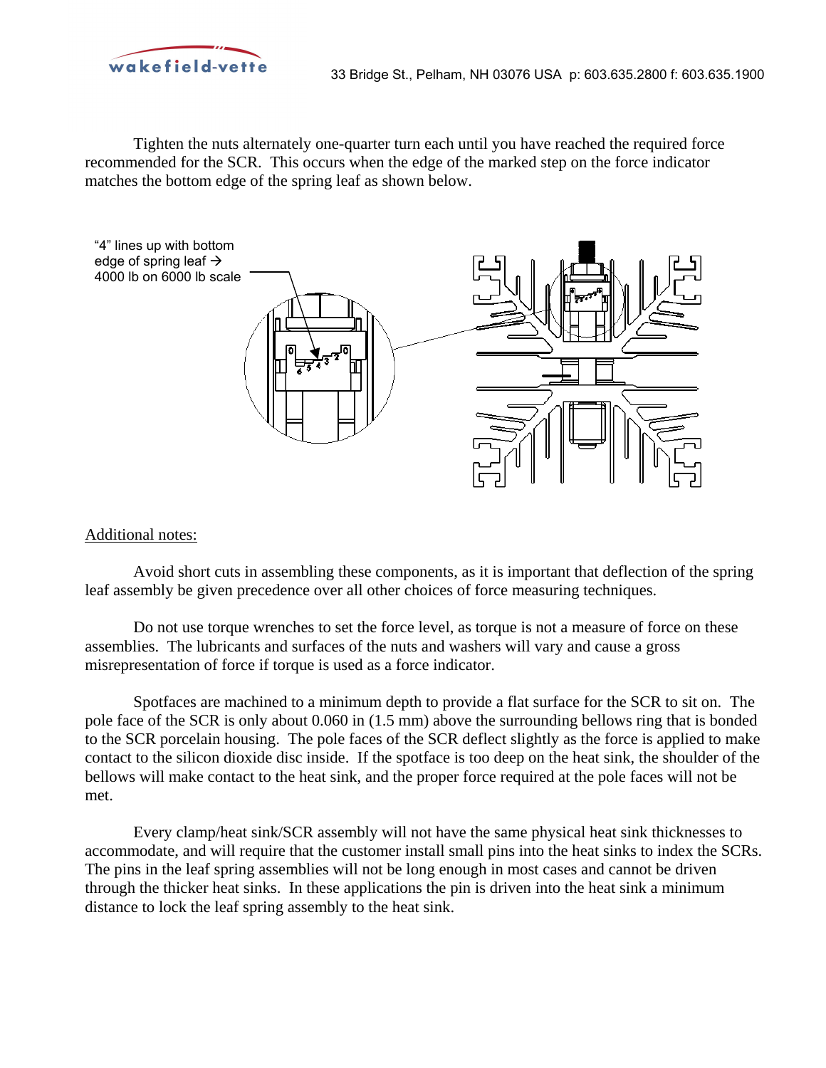Tighten the nuts alternately one-quarter turn each until you have reached the required force recommended for the SCR. This occurs when the edge of the marked step on the force indicator matches the bottom edge of the spring leaf as shown below.

"4" lines up with bottom edge of spring leaf → 4000 lb on 6000 lb scale

Additional notes:

Avoid short cuts in assembling these components, as it is important that deflection of the spring leaf assembly be given precedence over all other choices of force measuring techniques.

Do not use torque wrenches to set the force level, as torque is not a measure of force on these assemblies. The lubricants and surfaces of the nuts and washers will vary and cause a gross misrepresentation of force if torque is used as a force indicator.

Spotfaces are machined to a minimum depth to provide a flat surface for the SCR to sit on. The pole face of the SCR is only about 0.060 in (1.5 mm) above the surrounding bellows ring that is bonded to the SCR porcelain housing. The pole faces of the SCR deflect slightly as the force is applied to make contact to the silicon dioxide disc inside. If the spotface is too deep on the heat sink, the shoulder of the bellows will make contact to the heat sink, and the proper force required at the pole faces will not be met.

Every clamp/heat sink/SCR assembly will not have the same physical heat sink thicknesses to accommodate, and will require that the customer install small pins into the heat sinks to index the SCRs. The pins in the leaf spring assemblies will not be long enough in most cases and cannot be driven through the thicker heat sinks. In these applications the pin is driven into the heat sink a minimum distance to lock the leaf spring assembly to the heat sink.